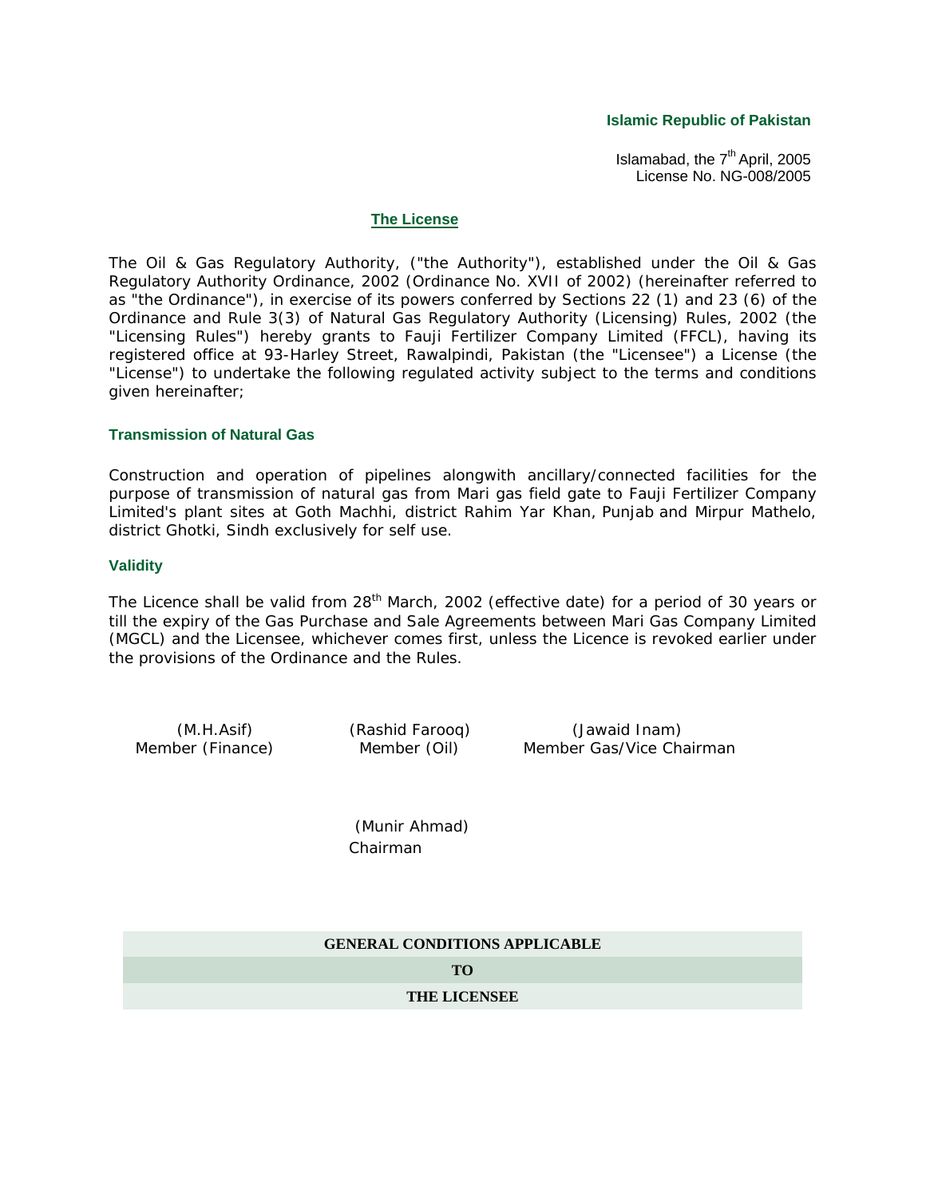**Islamic Republic of Pakistan**

Islamabad, the 7th April, 2005
License No. NG-008/2005

## The License

The Oil & Gas Regulatory Authority, ("the Authority"), established under the Oil & Gas Regulatory Authority Ordinance, 2002 (Ordinance No. XVII of 2002) (hereinafter referred to as "the Ordinance"), in exercise of its powers conferred by Sections 22 (1) and 23 (6) of the Ordinance and Rule 3(3) of Natural Gas Regulatory Authority (Licensing) Rules, 2002 (the "Licensing Rules") hereby grants to Fauji Fertilizer Company Limited (FFCL), having its registered office at 93-Harley Street, Rawalpindi, Pakistan (the "Licensee") a License (the "License") to undertake the following regulated activity subject to the terms and conditions given hereinafter;

### Transmission of Natural Gas

Construction and operation of pipelines alongwith ancillary/connected facilities for the purpose of transmission of natural gas from Mari gas field gate to Fauji Fertilizer Company Limited's plant sites at Goth Machhi, district Rahim Yar Khan, Punjab and Mirpur Mathelo, district Ghotki, Sindh exclusively for self use.

### Validity

The Licence shall be valid from 28th March, 2002 (effective date) for a period of 30 years or till the expiry of the Gas Purchase and Sale Agreements between Mari Gas Company Limited (MGCL) and the Licensee, whichever comes first, unless the Licence is revoked earlier under the provisions of the Ordinance and the Rules.

(M.H.Asif)
Member (Finance)

(Rashid Farooq)
Member (Oil)

(Jawaid Inam)
Member Gas/Vice Chairman

(Munir Ahmad)
Chairman

## GENERAL CONDITIONS APPLICABLE TO THE LICENSEE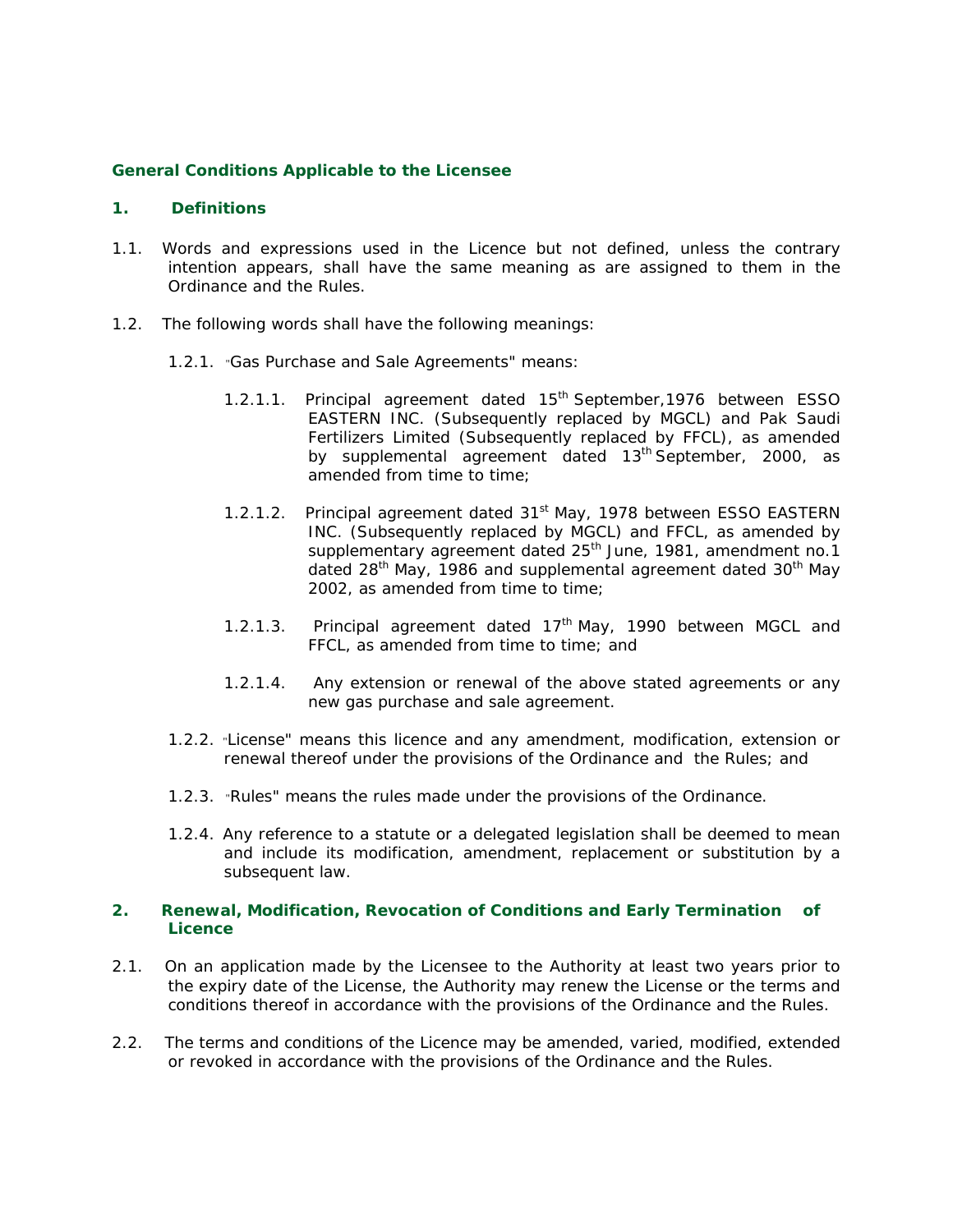## General Conditions Applicable to the Licensee

### 1. Definitions

1.1. Words and expressions used in the Licence but not defined, unless the contrary intention appears, shall have the same meaning as are assigned to them in the Ordinance and the Rules.

1.2. The following words shall have the following meanings:

1.2.1. "Gas Purchase and Sale Agreements" means:

1.2.1.1. Principal agreement dated 15th September,1976 between ESSO EASTERN INC. (Subsequently replaced by MGCL) and Pak Saudi Fertilizers Limited (Subsequently replaced by FFCL), as amended by supplemental agreement dated 13th September, 2000, as amended from time to time;

1.2.1.2. Principal agreement dated 31st May, 1978 between ESSO EASTERN INC. (Subsequently replaced by MGCL) and FFCL, as amended by supplementary agreement dated 25th June, 1981, amendment no.1 dated 28th May, 1986 and supplemental agreement dated 30th May 2002, as amended from time to time;

1.2.1.3. Principal agreement dated 17th May, 1990 between MGCL and FFCL, as amended from time to time; and

1.2.1.4. Any extension or renewal of the above stated agreements or any new gas purchase and sale agreement.

1.2.2. "License" means this licence and any amendment, modification, extension or renewal thereof under the provisions of the Ordinance and the Rules; and

1.2.3. "Rules" means the rules made under the provisions of the Ordinance.

1.2.4. Any reference to a statute or a delegated legislation shall be deemed to mean and include its modification, amendment, replacement or substitution by a subsequent law.

### 2. Renewal, Modification, Revocation of Conditions and Early Termination of Licence

2.1. On an application made by the Licensee to the Authority at least two years prior to the expiry date of the License, the Authority may renew the License or the terms and conditions thereof in accordance with the provisions of the Ordinance and the Rules.

2.2. The terms and conditions of the Licence may be amended, varied, modified, extended or revoked in accordance with the provisions of the Ordinance and the Rules.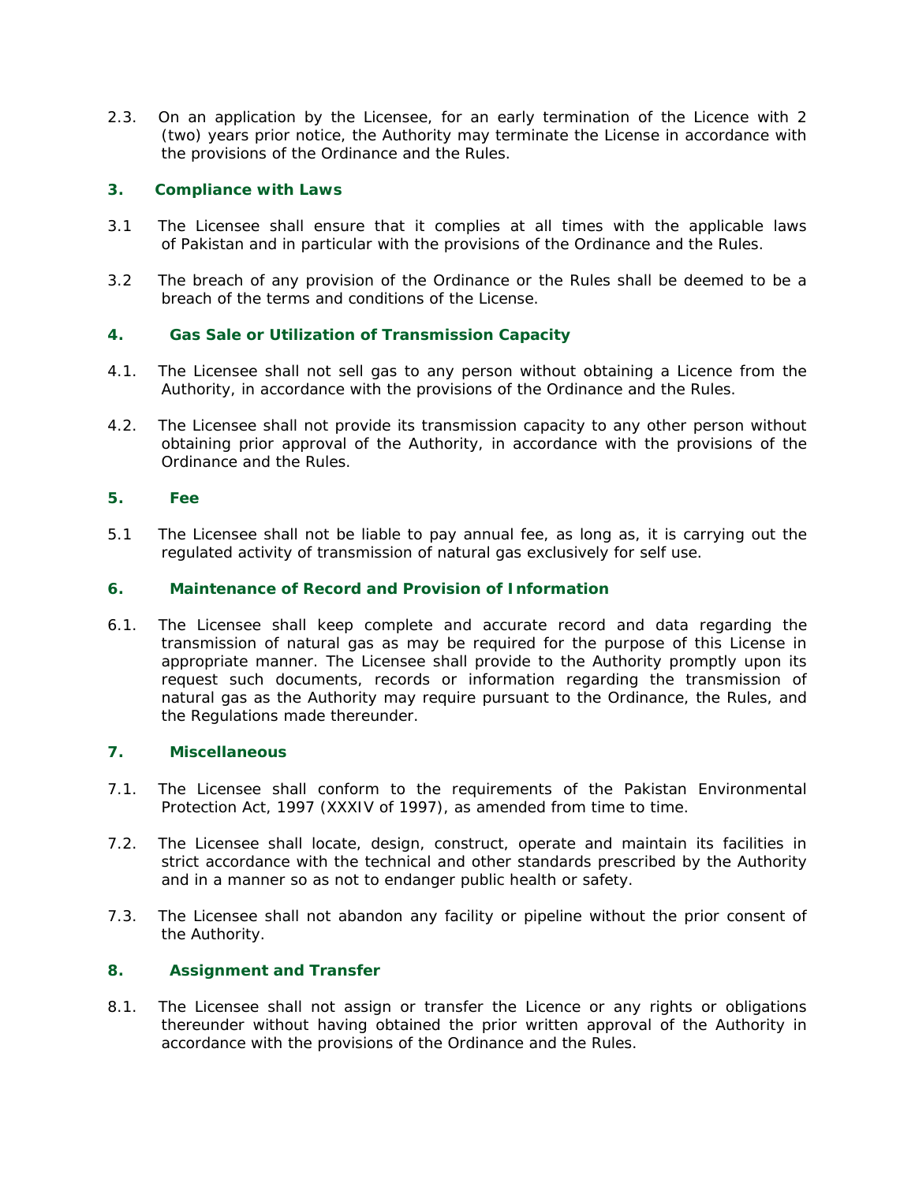2.3. On an application by the Licensee, for an early termination of the Licence with 2 (two) years prior notice, the Authority may terminate the License in accordance with the provisions of the Ordinance and the Rules.

## 3. Compliance with Laws

3.1 The Licensee shall ensure that it complies at all times with the applicable laws of Pakistan and in particular with the provisions of the Ordinance and the Rules.

3.2 The breach of any provision of the Ordinance or the Rules shall be deemed to be a breach of the terms and conditions of the License.

## 4. Gas Sale or Utilization of Transmission Capacity

4.1. The Licensee shall not sell gas to any person without obtaining a Licence from the Authority, in accordance with the provisions of the Ordinance and the Rules.

4.2. The Licensee shall not provide its transmission capacity to any other person without obtaining prior approval of the Authority, in accordance with the provisions of the Ordinance and the Rules.

## 5. Fee

5.1 The Licensee shall not be liable to pay annual fee, as long as, it is carrying out the regulated activity of transmission of natural gas exclusively for self use.

## 6. Maintenance of Record and Provision of Information

6.1. The Licensee shall keep complete and accurate record and data regarding the transmission of natural gas as may be required for the purpose of this License in appropriate manner. The Licensee shall provide to the Authority promptly upon its request such documents, records or information regarding the transmission of natural gas as the Authority may require pursuant to the Ordinance, the Rules, and the Regulations made thereunder.

## 7. Miscellaneous

7.1. The Licensee shall conform to the requirements of the Pakistan Environmental Protection Act, 1997 (XXXIV of 1997), as amended from time to time.

7.2. The Licensee shall locate, design, construct, operate and maintain its facilities in strict accordance with the technical and other standards prescribed by the Authority and in a manner so as not to endanger public health or safety.

7.3. The Licensee shall not abandon any facility or pipeline without the prior consent of the Authority.

## 8. Assignment and Transfer

8.1. The Licensee shall not assign or transfer the Licence or any rights or obligations thereunder without having obtained the prior written approval of the Authority in accordance with the provisions of the Ordinance and the Rules.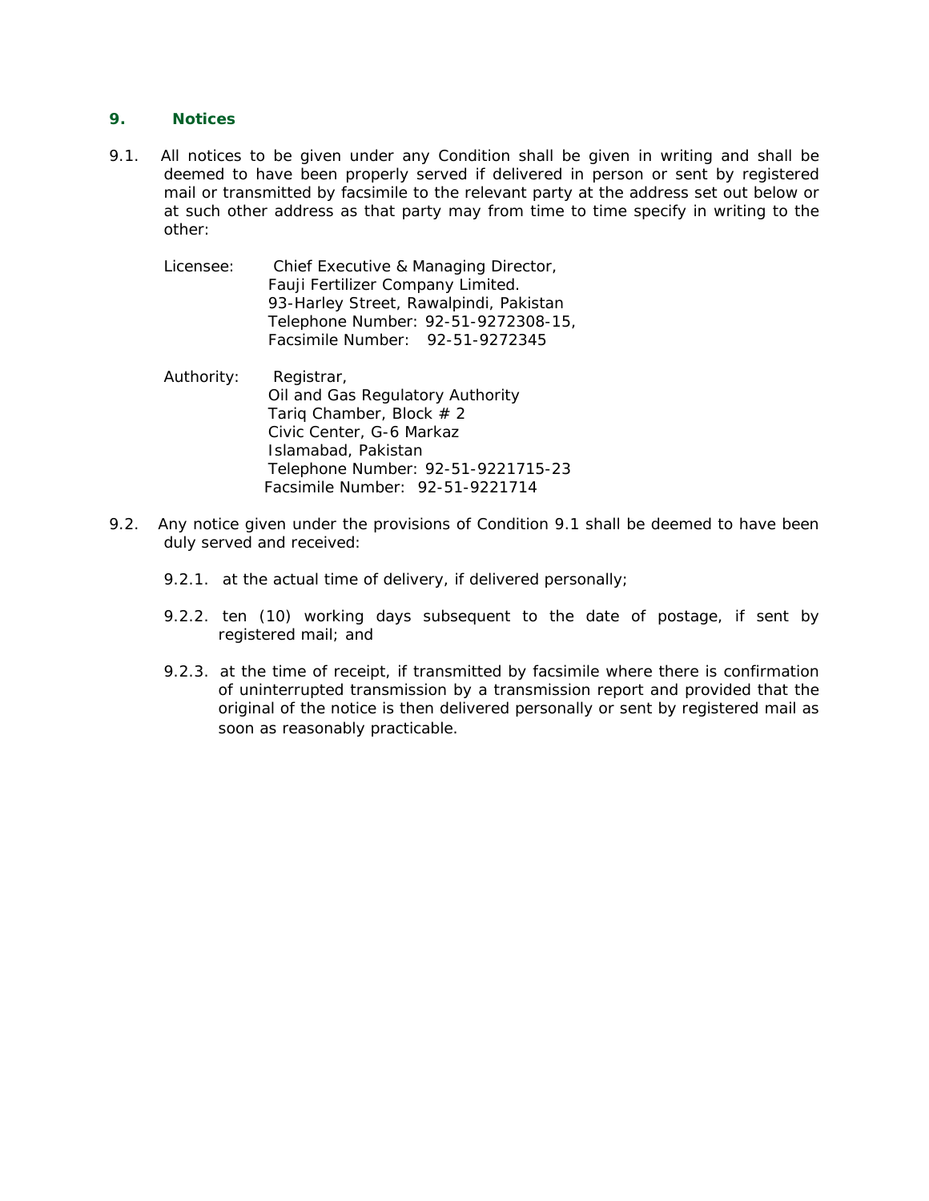## 9. Notices

9.1. All notices to be given under any Condition shall be given in writing and shall be deemed to have been properly served if delivered in person or sent by registered mail or transmitted by facsimile to the relevant party at the address set out below or at such other address as that party may from time to time specify in writing to the other:

Licensee: Chief Executive & Managing Director,
Fauji Fertilizer Company Limited.
93-Harley Street, Rawalpindi, Pakistan
Telephone Number: 92-51-9272308-15,
Facsimile Number: 92-51-9272345

Authority: Registrar,
Oil and Gas Regulatory Authority
Tariq Chamber, Block # 2
Civic Center, G-6 Markaz
Islamabad, Pakistan
Telephone Number: 92-51-9221715-23
Facsimile Number: 92-51-9221714

9.2. Any notice given under the provisions of Condition 9.1 shall be deemed to have been duly served and received:

9.2.1. at the actual time of delivery, if delivered personally;

9.2.2. ten (10) working days subsequent to the date of postage, if sent by registered mail; and

9.2.3. at the time of receipt, if transmitted by facsimile where there is confirmation of uninterrupted transmission by a transmission report and provided that the original of the notice is then delivered personally or sent by registered mail as soon as reasonably practicable.